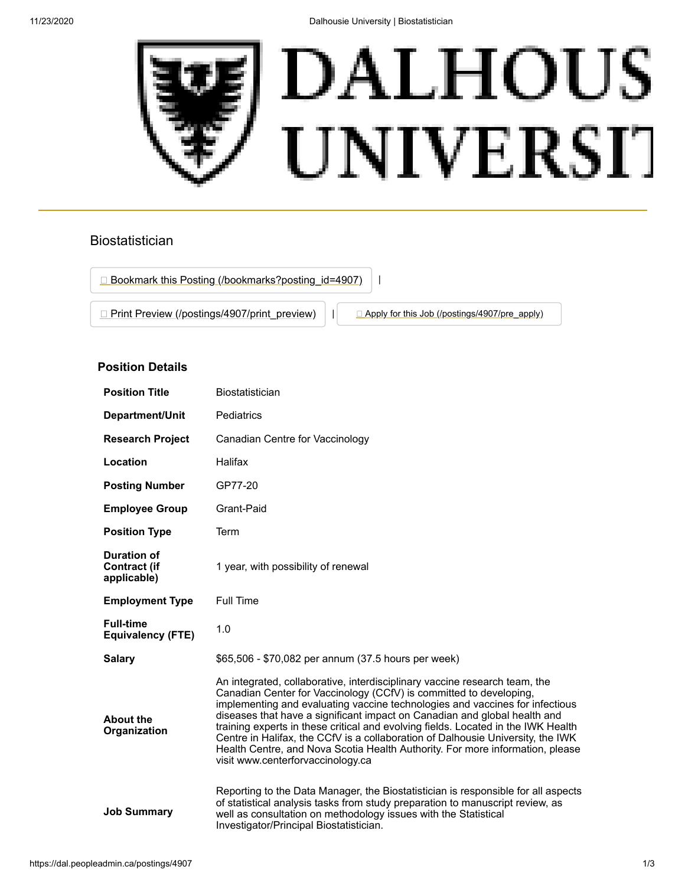# Biostatistician

Bookmark this Posting (/bookmarks?posting_id=4907) |

Print Preview (/postings/4907/print_preview) | Apply for this Job (/postings/4907/pre_apply)

## Position Details

| | |
|---|---|
| **Position Title** | Biostatistician |
| **Department/Unit** | Pediatrics |
| **Research Project** | Canadian Centre for Vaccinology |
| **Location** | Halifax |
| **Posting Number** | GP77-20 |
| **Employee Group** | Grant-Paid |
| **Position Type** | Term |
| **Duration of Contract (if applicable)** | 1 year, with possibility of renewal |
| **Employment Type** | Full Time |
| **Full-time Equivalency (FTE)** | 1.0 |
| **Salary** | $65,506 - $70,082 per annum (37.5 hours per week) |
| **About the Organization** | An integrated, collaborative, interdisciplinary vaccine research team, the Canadian Center for Vaccinology (CCfV) is committed to developing, implementing and evaluating vaccine technologies and vaccines for infectious diseases that have a significant impact on Canadian and global health and training experts in these critical and evolving fields. Located in the IWK Health Centre in Halifax, the CCfV is a collaboration of Dalhousie University, the IWK Health Centre, and Nova Scotia Health Authority. For more information, please visit www.centerforvaccinology.ca |
| **Job Summary** | Reporting to the Data Manager, the Biostatistician is responsible for all aspects of statistical analysis tasks from study preparation to manuscript review, as well as consultation on methodology issues with the Statistical Investigator/Principal Biostatistician. |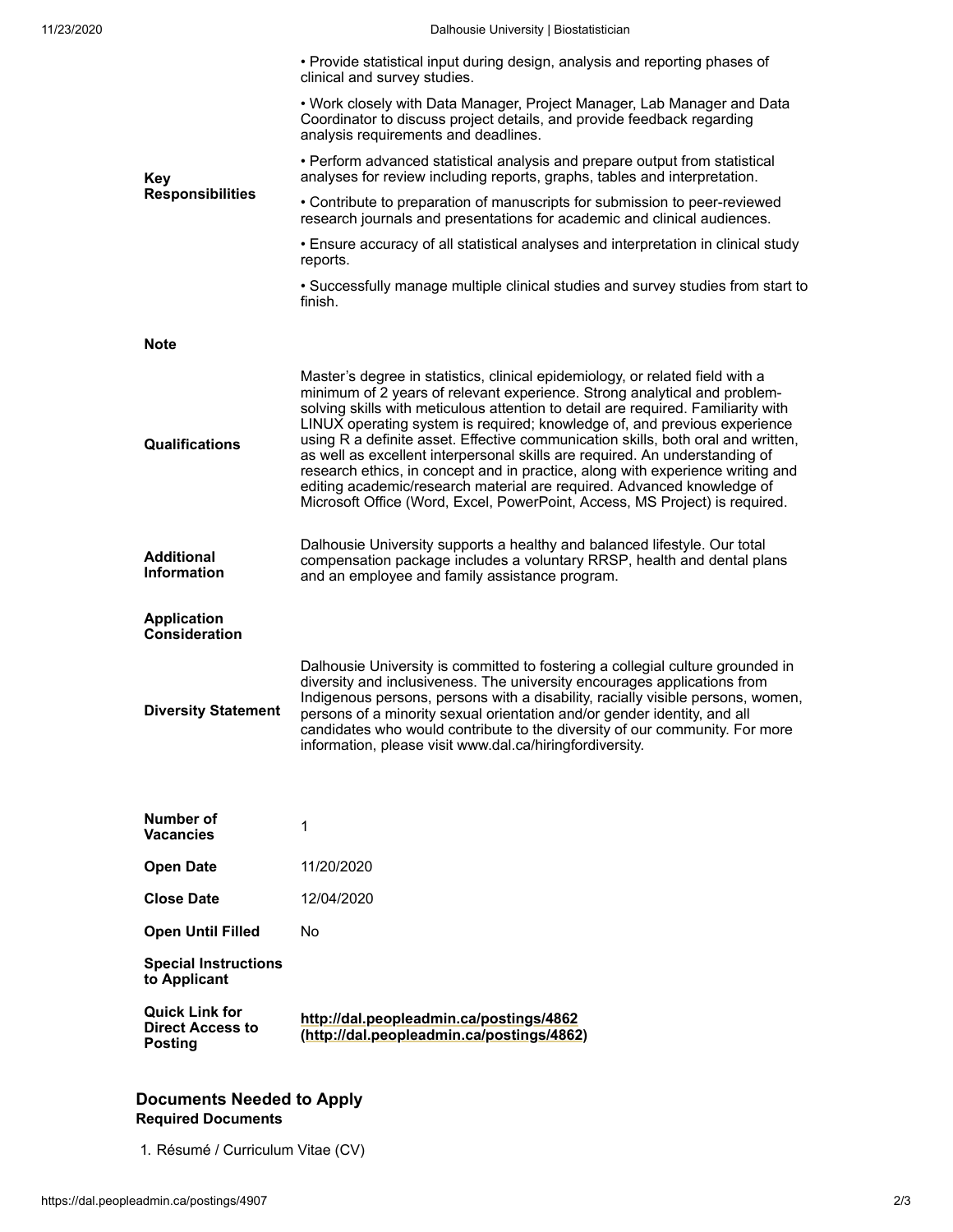| | |
|---|---|
| **Key Responsibilities** | • Provide statistical input during design, analysis and reporting phases of clinical and survey studies.<br>• Work closely with Data Manager, Project Manager, Lab Manager and Data Coordinator to discuss project details, and provide feedback regarding analysis requirements and deadlines.<br>• Perform advanced statistical analysis and prepare output from statistical analyses for review including reports, graphs, tables and interpretation.<br>• Contribute to preparation of manuscripts for submission to peer-reviewed research journals and presentations for academic and clinical audiences.<br>• Ensure accuracy of all statistical analyses and interpretation in clinical study reports.<br>• Successfully manage multiple clinical studies and survey studies from start to finish. |
| **Note** | |
| **Qualifications** | Master's degree in statistics, clinical epidemiology, or related field with a minimum of 2 years of relevant experience. Strong analytical and problem-solving skills with meticulous attention to detail are required. Familiarity with LINUX operating system is required; knowledge of, and previous experience using R a definite asset. Effective communication skills, both oral and written, as well as excellent interpersonal skills are required. An understanding of research ethics, in concept and in practice, along with experience writing and editing academic/research material are required. Advanced knowledge of Microsoft Office (Word, Excel, PowerPoint, Access, MS Project) is required. |
| **Additional Information** | Dalhousie University supports a healthy and balanced lifestyle. Our total compensation package includes a voluntary RRSP, health and dental plans and an employee and family assistance program. |
| **Application Consideration** | |
| **Diversity Statement** | Dalhousie University is committed to fostering a collegial culture grounded in diversity and inclusiveness. The university encourages applications from Indigenous persons, persons with a disability, racially visible persons, women, persons of a minority sexual orientation and/or gender identity, and all candidates who would contribute to the diversity of our community. For more information, please visit www.dal.ca/hiringfordiversity. |

| | |
|---|---|
| **Number of Vacancies** | 1 |
| **Open Date** | 11/20/2020 |
| **Close Date** | 12/04/2020 |
| **Open Until Filled** | No |
| **Special Instructions to Applicant** | |
| **Quick Link for Direct Access to Posting** | **http://dal.peopleadmin.ca/postings/4862 (http://dal.peopleadmin.ca/postings/4862)** |

## Documents Needed to Apply

### Required Documents

1. Résumé / Curriculum Vitae (CV)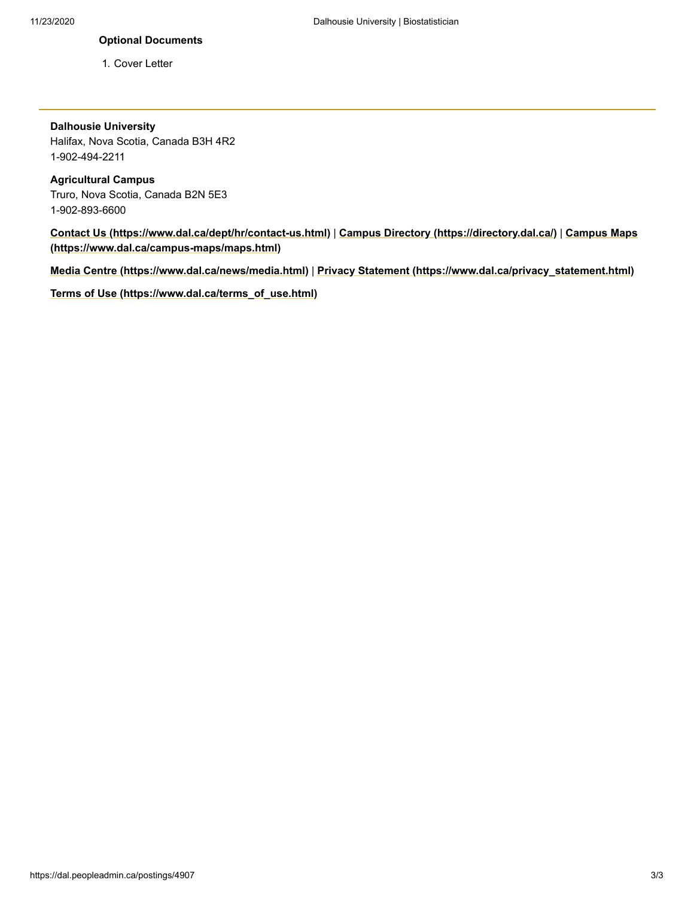**Optional Documents**

1. Cover Letter

---

**Dalhousie University**
Halifax, Nova Scotia, Canada B3H 4R2
1-902-494-2211

**Agricultural Campus**
Truro, Nova Scotia, Canada B2N 5E3
1-902-893-6600

**Contact Us (https://www.dal.ca/dept/hr/contact-us.html)** | **Campus Directory (https://directory.dal.ca/)** | **Campus Maps (https://www.dal.ca/campus-maps/maps.html)**

**Media Centre (https://www.dal.ca/news/media.html)** | **Privacy Statement (https://www.dal.ca/privacy_statement.html)**

**Terms of Use (https://www.dal.ca/terms_of_use.html)**